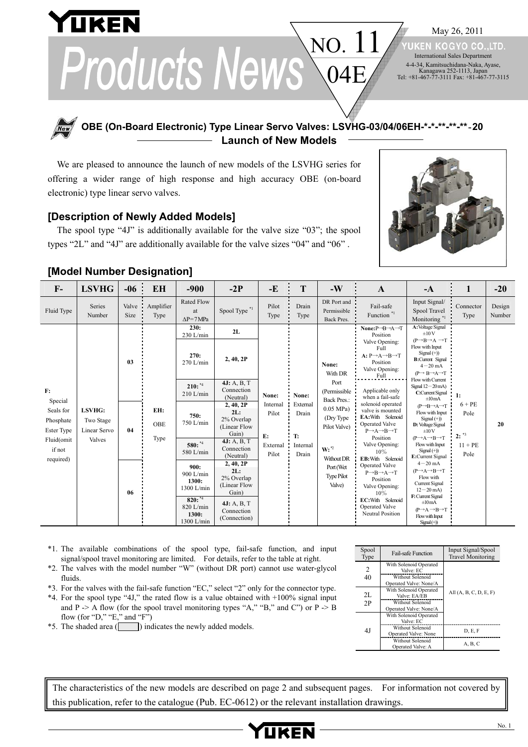# YUKEN Products News NO. 11 04E

May 26, 2011

**YUKEN KOGYO CO., LTD.**
International Sales Department
4-4-34, Kamitsuchidana-Naka, Ayase, Kanagawa 252-1113, Japan
Tel: +81-467-77-3111 Fax: +81-467-77-3115

## OBE (On-Board Electronic) Type Linear Servo Valves: LSVHG-03/04/06EH-*-*-**-**-**-20
## Launch of New Models

We are pleased to announce the launch of new models of the LSVHG series for offering a wider range of high response and high accuracy OBE (on-board electronic) type linear servo valves.

### [Description of Newly Added Models]

The spool type "4J" is additionally available for the valve size "03"; the spool types "2L" and "4J" are additionally available for the valve sizes "04" and "06".

### [Model Number Designation]

| F- | LSVHG | -06 | EH | -900 | -2P | -E | T | -W | A | -A | 1 | -20 |
|---|---|---|---|---|---|---|---|---|---|---|---|---|
| Fluid Type | Series Number | Valve Size | Amplifier Type | Rated Flow at ΔP=7MPa | Spool Type *1 | Pilot Type | Drain Type | DR Port and Permissible Back Pres. | Fail-safe Function *1 | Input Signal/ Spool Travel Monitoring *1 | Connector Type | Design Number |
| F: Special Seals for Phosphate Ester Type Fluid (omit if not required) | LSVHG: Two Stage Linear Servo Valves | 03 | EH: OBE Type | 230: 230 L/min | 2L | None: Internal Pilot<br>E: External Pilot | None: External Drain<br>T: Internal Drain | None: With DR Port (Permissible Back Pres.: 0.05 MPa) (Dry Type Pilot Valve)<br>W: *2 Without DR Port (Wet Type Pilot Valve) | None: P→B→A→T Position Valve Opening: Full<br>A: P→A→B→T Position Valve Opening: Full<br>Applicable only when a fail-safe solenoid operated valve is mounted<br>EA: With Solenoid Operated Valve P→A→B→T Position Valve Opening: 10%<br>EB: With Solenoid Operated Valve P→B→A→T Position Valve Opening: 10%<br>EC: With Solenoid Operated Valve Neutral Position | A: Voltage Signal ±10 V (P→B→A→T Flow with Input Signal (+))<br>B: Current Signal 4－20 mA (P→B→A→T Flow with Current Signal 12－20 mA)<br>C: Current Signal ±10 mA (P→B→A→T Flow with Input Signal (+))<br>D: Voltage Signal ±10 V (P→A→B→T Flow with Input Signal (+))<br>E: Current Signal 4－20 mA (P→A→B→T Flow with Current Signal 12－20 mA)<br>F: Current Signal ±10 mA (P→A→B→T Flow with Input Signal (+)) | 1: 6 + PE Pole<br>2: *3 11 + PE Pole | 20 |
| | | 03 | | 270: 270 L/min | 2, 40, 2P | | | | | | | |
| | | 03 | | 210: *4 210 L/min | 4J: A, B, T Connection (Neutral) | | | | | | | |
| | | 04 | | 750: 750 L/min | 2, 40, 2P<br>2L: 2% Overlap (Linear Flow Gain) | | | | | | | |
| | | 04 | | 580: *4 580 L/min | 4J: A, B, T Connection (Neutral) | | | | | | | |
| | | 06 | | 900: 900 L/min<br>1300: 1300 L/min | 2, 40, 2P<br>2L: 2% Overlap (Linear Flow Gain) | | | | | | | |
| | | 06 | | 820: *4 820 L/min<br>1300: 1300 L/min | 4J: A, B, T Connection (Connection) | | | | | | | |

*1. The available combinations of the spool type, fail-safe function, and input signal/spool travel monitoring are limited. For details, refer to the table at right.
*2. The valves with the model number "W" (without DR port) cannot use water-glycol fluids.
*3. For the valves with the fail-safe function "EC," select "2" only for the connector type.
*4. For the spool type "4J," the rated flow is a value obtained with +100% signal input and P -> A flow (for the spool travel monitoring types "A," "B," and "C") or P -> B flow (for "D," "E," and "F")
*5. The shaded area ( ) indicates the newly added models.

| Spool Type | Fail-safe Function | Input Signal/Spool Travel Monitoring |
|---|---|---|
| 2<br>40 | With Solenoid Operated Valve: EC | All (A, B, C, D, E, F) |
| | Without Solenoid Operated Valve: None/A | |
| 2L<br>2P | With Solenoid Operated Valve: EA/EB | |
| | Without Solenoid Operated Valve: None/A | |
| 4J | With Solenoid Operated Valve: EC | |
| | Without Solenoid Operated Valve: None | D, E, F |
| | Without Solenoid Operated Valve: A | A, B, C |

The characteristics of the new models are described on page 2 and subsequent pages. For information not covered by this publication, refer to the catalogue (Pub. EC-0612) or the relevant installation drawings.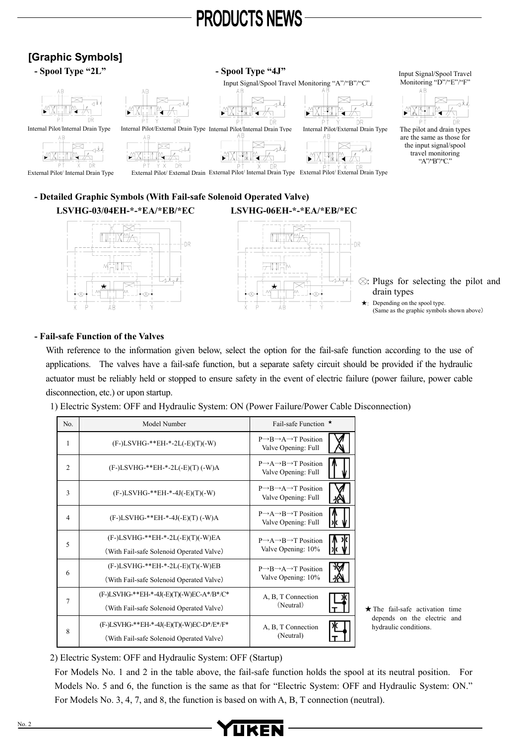## [Graphic Symbols]

**- Spool Type "2L"**

Internal Pilot/Internal Drain Type

Internal Pilot/External Drain Type

External Pilot/ Internal Drain Type

External Pilot/ External Drain

**- Spool Type "4J"**

Input Signal/Spool Travel Monitoring "A"/"B"/"C"

Internal Pilot/Internal Drain Type

Internal Pilot/External Drain Type

External Pilot/ Internal Drain Type

External Pilot/ External Drain Type

Input Signal/Spool Travel Monitoring "D"/"E"/"F"

The pilot and drain types are the same as those for the input signal/spool travel monitoring "A"/"B"/"C."

**- Detailed Graphic Symbols (With Fail-safe Solenoid Operated Valve)**

**LSVHG-03/04EH-*-*EA/*EB/*EC**

**LSVHG-06EH-*-*EA/*EB/*EC**

⊗: Plugs for selecting the pilot and drain types

★: Depending on the spool type. (Same as the graphic symbols shown above)

**- Fail-safe Function of the Valves**

With reference to the information given below, select the option for the fail-safe function according to the use of applications. The valves have a fail-safe function, but a separate safety circuit should be provided if the hydraulic actuator must be reliably held or stopped to ensure safety in the event of electric failure (power failure, power cable disconnection, etc.) or upon startup.

1) Electric System: OFF and Hydraulic System: ON (Power Failure/Power Cable Disconnection)

| No. | Model Number | Fail-safe Function ★ |
|---|---|---|
| 1 | (F-)LSVHG-**EH-*-2L(-E)(T)(-W) | P→B→A→T Position Valve Opening: Full |
| 2 | (F-)LSVHG-**EH-*-2L(-E)(T) (-W)A | P→A→B→T Position Valve Opening: Full |
| 3 | (F-)LSVHG-**EH-*-4J(-E)(T)(-W) | P→B→A→T Position Valve Opening: Full |
| 4 | (F-)LSVHG-**EH-*-4J(-E)(T) (-W)A | P→A→B→T Position Valve Opening: Full |
| 5 | (F-)LSVHG-**EH-*-2L(-E)(T)(-W)EA (With Fail-safe Solenoid Operated Valve) | P→A→B→T Position Valve Opening: 10% |
| 6 | (F-)LSVHG-**EH-*-2L(-E)(T)(-W)EB (With Fail-safe Solenoid Operated Valve) | P→B→A→T Position Valve Opening: 10% |
| 7 | (F-)LSVHG-**EH-*-4J(-E)(T)(-W)EC-A*/B*/C* (With Fail-safe Solenoid Operated Valve) | A, B, T Connection (Neutral) |
| 8 | (F-)LSVHG-**EH-*-4J(-E)(T)(-W)EC-D*/E*/F* (With Fail-safe Solenoid Operated Valve) | A, B, T Connection (Neutral) |

★ The fail-safe activation time depends on the electric and hydraulic conditions.

2) Electric System: OFF and Hydraulic System: OFF (Startup)

For Models No. 1 and 2 in the table above, the fail-safe function holds the spool at its neutral position. For Models No. 5 and 6, the function is the same as that for "Electric System: OFF and Hydraulic System: ON." For Models No. 3, 4, 7, and 8, the function is based on with A, B, T connection (neutral).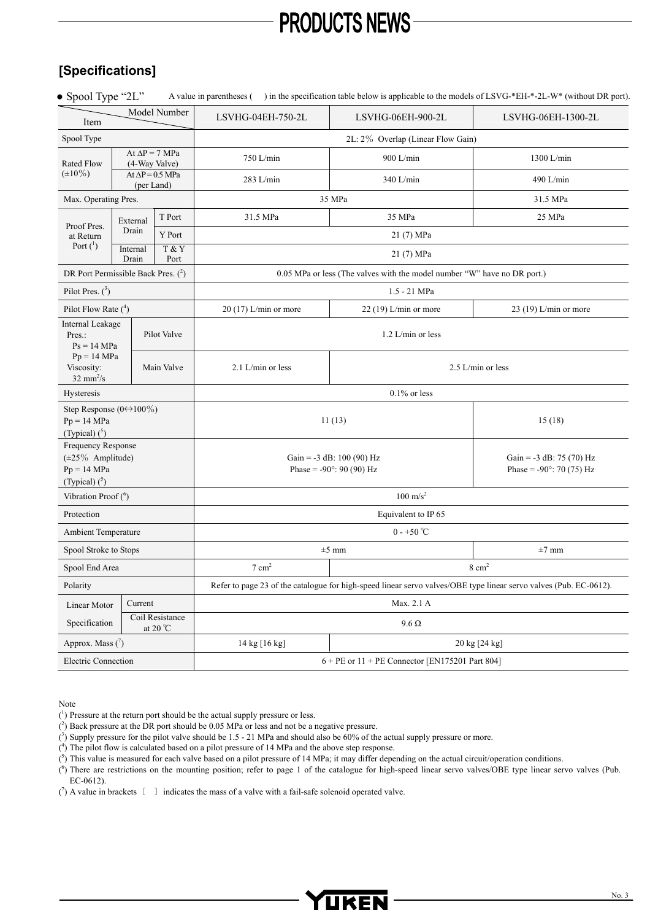## [Specifications]

● Spool Type "2L"　　A value in parentheses (　) in the specification table below is applicable to the models of LSVG-*EH-*-2L-W* (without DR port).

| Item \ Model Number | | | LSVHG-04EH-750-2L | LSVHG-06EH-900-2L | LSVHG-06EH-1300-2L |
|---|---|---|---|---|---|
| Spool Type | | | 2L: 2% Overlap (Linear Flow Gain) | | |
| Rated Flow (±10%) | At ΔP = 7 MPa (4-Way Valve) | | 750 L/min | 900 L/min | 1300 L/min |
| | At ΔP = 0.5 MPa (per Land) | | 283 L/min | 340 L/min | 490 L/min |
| Max. Operating Pres. | | | 35 MPa | 35 MPa | 31.5 MPa |
| Proof Pres. at Return Port (1) | External Drain | T Port | 31.5 MPa | 35 MPa | 25 MPa |
| | | Y Port | 21 (7) MPa | | |
| | Internal Drain | T & Y Port | 21 (7) MPa | | |
| DR Port Permissible Back Pres. (2) | | | 0.05 MPa or less (The valves with the model number "W" have no DR port.) | | |
| Pilot Pres. (3) | | | 1.5 - 21 MPa | | |
| Pilot Flow Rate (4) | | | 20 (17) L/min or more | 22 (19) L/min or more | 23 (19) L/min or more |
| Internal Leakage Pres.: Ps = 14 MPa Pp = 14 MPa Viscosity: 32 $mm^2$/s | Pilot Valve | | 1.2 L/min or less | | |
| | Main Valve | | 2.1 L/min or less | 2.5 L/min or less | |
| Hysteresis | | | 0.1% or less | | |
| Step Response (0⇔100%) Pp = 14 MPa (Typical) (5) | | | 11 (13) | 11 (13) | 15 (18) |
| Frequency Response (±25% Amplitude) Pp = 14 MPa (Typical) (5) | | | Gain = -3 dB: 100 (90) Hz<br>Phase = -90°: 90 (90) Hz | Gain = -3 dB: 100 (90) Hz<br>Phase = -90°: 90 (90) Hz | Gain = -3 dB: 75 (70) Hz<br>Phase = -90°: 70 (75) Hz |
| Vibration Proof (6) | | | 100 $m/s^2$ | | |
| Protection | | | Equivalent to IP 65 | | |
| Ambient Temperature | | | 0 - +50 ℃ | | |
| Spool Stroke to Stops | | | ±5 mm | ±5 mm | ±7 mm |
| Spool End Area | | | 7 $cm^2$ | 8 $cm^2$ | |
| Polarity | | | Refer to page 23 of the catalogue for high-speed linear servo valves/OBE type linear servo valves (Pub. EC-0612). | | |
| Linear Motor Specification | Current | | Max. 2.1 A | | |
| | Coil Resistance at 20 ℃ | | 9.6 Ω | | |
| Approx. Mass (7) | | | 14 kg [16 kg] | 20 kg [24 kg] | |
| Electric Connection | | | 6 + PE or 11 + PE Connector [EN175201 Part 804] | | |

Note

(1) Pressure at the return port should be the actual supply pressure or less.
(2) Back pressure at the DR port should be 0.05 MPa or less and not be a negative pressure.
(3) Supply pressure for the pilot valve should be 1.5 - 21 MPa and should also be 60% of the actual supply pressure or more.
(4) The pilot flow is calculated based on a pilot pressure of 14 MPa and the above step response.
(5) This value is measured for each valve based on a pilot pressure of 14 MPa; it may differ depending on the actual circuit/operation conditions.
(6) There are restrictions on the mounting position; refer to page 1 of the catalogue for high-speed linear servo valves/OBE type linear servo valves (Pub. EC-0612).
(7) A value in brackets 〔　〕 indicates the mass of a valve with a fail-safe solenoid operated valve.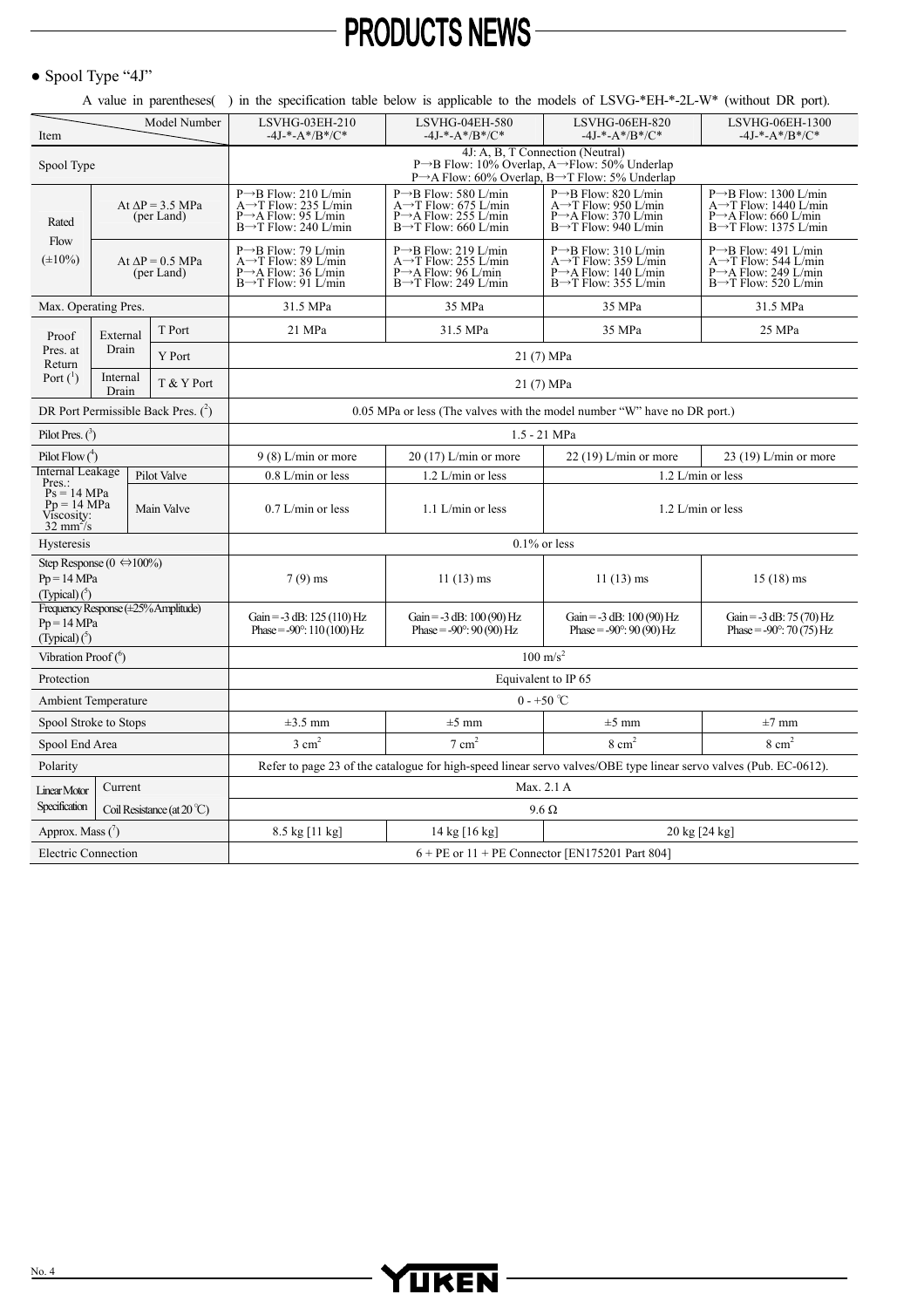● Spool Type "4J"

A value in parentheses( ) in the specification table below is applicable to the models of LSVG-*EH-*-2L-W* (without DR port).

| Item | | | LSVHG-03EH-210 -4J-*-A*/B*/C* | LSVHG-04EH-580 -4J-*-A*/B*/C* | LSVHG-06EH-820 -4J-*-A*/B*/C* | LSVHG-06EH-1300 -4J-*-A*/B*/C* |
|---|---|---|---|---|---|---|
| Spool Type | | | 4J: A, B, T Connection (Neutral) P→B Flow: 10% Overlap, A→Flow: 50% Underlap P→A Flow: 60% Overlap, B→T Flow: 5% Underlap | | | |
| Rated Flow (±10%) | At ΔP = 3.5 MPa (per Land) | | P→B Flow: 210 L/min A→T Flow: 235 L/min P→A Flow: 95 L/min B→T Flow: 240 L/min | P→B Flow: 580 L/min A→T Flow: 675 L/min P→A Flow: 255 L/min B→T Flow: 660 L/min | P→B Flow: 820 L/min A→T Flow: 950 L/min P→A Flow: 370 L/min B→T Flow: 940 L/min | P→B Flow: 1300 L/min A→T Flow: 1440 L/min P→A Flow: 660 L/min B→T Flow: 1375 L/min |
| | At ΔP = 0.5 MPa (per Land) | | P→B Flow: 79 L/min A→T Flow: 89 L/min P→A Flow: 36 L/min B→T Flow: 91 L/min | P→B Flow: 219 L/min A→T Flow: 255 L/min P→A Flow: 96 L/min B→T Flow: 249 L/min | P→B Flow: 310 L/min A→T Flow: 359 L/min P→A Flow: 140 L/min B→T Flow: 355 L/min | P→B Flow: 491 L/min A→T Flow: 544 L/min P→A Flow: 249 L/min B→T Flow: 520 L/min |
| Max. Operating Pres. | | | 31.5 MPa | 35 MPa | 35 MPa | 31.5 MPa |
| Proof Pres. at Return Port (1) | External Drain | T Port | 21 MPa | 31.5 MPa | 35 MPa | 25 MPa |
| | | Y Port | 21 (7) MPa | | | |
| | Internal Drain | T & Y Port | 21 (7) MPa | | | |
| DR Port Permissible Back Pres. (2) | | | 0.05 MPa or less (The valves with the model number "W" have no DR port.) | | | |
| Pilot Pres. (3) | | | 1.5 - 21 MPa | | | |
| Pilot Flow (4) | | | 9 (8) L/min or more | 20 (17) L/min or more | 22 (19) L/min or more | 23 (19) L/min or more |
| Internal Leakage Pres.: Ps = 14 MPa Pp = 14 MPa Viscosity: 32 mm²/s | Pilot Valve | | 0.8 L/min or less | 1.2 L/min or less | 1.2 L/min or less | |
| | Main Valve | | 0.7 L/min or less | 1.1 L/min or less | 1.2 L/min or less | |
| Hysteresis | | | 0.1% or less | | | |
| Step Response (0 ⇔100%) Pp = 14 MPa (Typical) (5) | | | 7 (9) ms | 11 (13) ms | 11 (13) ms | 15 (18) ms |
| Frequency Response (±25% Amplitude) Pp = 14 MPa (Typical) (5) | | | Gain = -3 dB: 125 (110) Hz Phase = -90°: 110 (100) Hz | Gain = -3 dB: 100 (90) Hz Phase = -90°: 90 (90) Hz | Gain = -3 dB: 100 (90) Hz Phase = -90°: 90 (90) Hz | Gain = -3 dB: 75 (70) Hz Phase = -90°: 70 (75) Hz |
| Vibration Proof (6) | | | 100 m/s² | | | |
| Protection | | | Equivalent to IP 65 | | | |
| Ambient Temperature | | | 0 - +50 ℃ | | | |
| Spool Stroke to Stops | | | ±3.5 mm | ±5 mm | ±5 mm | ±7 mm |
| Spool End Area | | | 3 cm² | 7 cm² | 8 cm² | 8 cm² |
| Polarity | | | Refer to page 23 of the catalogue for high-speed linear servo valves/OBE type linear servo valves (Pub. EC-0612). | | | |
| Linear Motor Specification | Current | | Max. 2.1 A | | | |
| | Coil Resistance (at 20 ℃) | | 9.6 Ω | | | |
| Approx. Mass (7) | | | 8.5 kg [11 kg] | 14 kg [16 kg] | 20 kg [24 kg] | |
| Electric Connection | | | 6 + PE or 11 + PE Connector [EN175201 Part 804] | | | |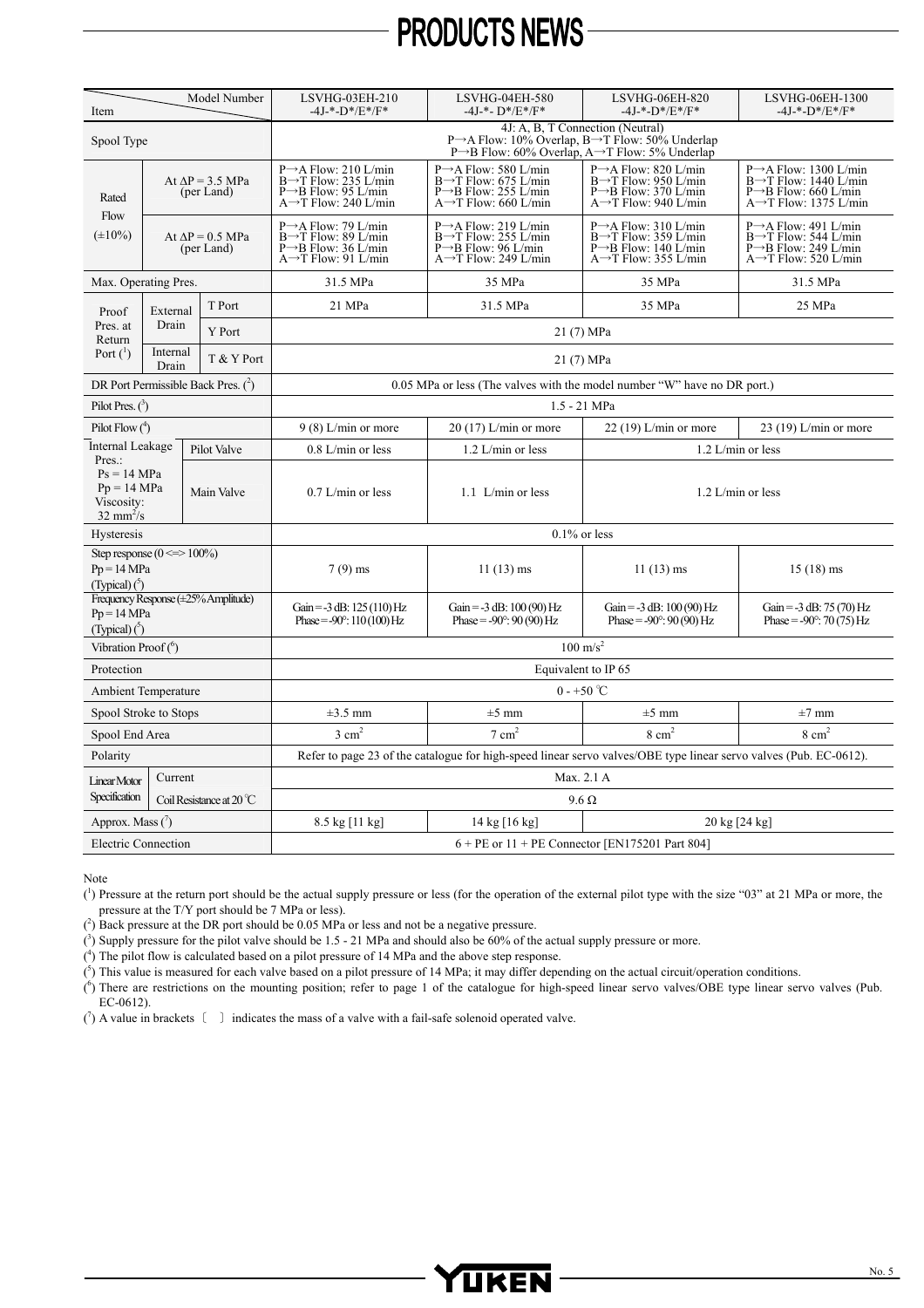| Item | | | LSVHG-03EH-210-4J-*-D*/E*/F* | LSVHG-04EH-580-4J-*- D*/E*/F* | LSVHG-06EH-820-4J-*-D*/E*/F* | LSVHG-06EH-1300-4J-*-D*/E*/F* |
|---|---|---|---|---|---|---|
| Spool Type | | | 4J: A, B, T Connection (Neutral)<br>P→A Flow: 10% Overlap, B→T Flow: 50% Underlap<br>P→B Flow: 60% Overlap, A→T Flow: 5% Underlap | | | |
| Rated Flow (±10%) | At ΔP = 3.5 MPa (per Land) | | P→A Flow: 210 L/min<br>B→T Flow: 235 L/min<br>P→B Flow: 95 L/min<br>A→T Flow: 240 L/min | P→A Flow: 580 L/min<br>B→T Flow: 675 L/min<br>P→B Flow: 255 L/min<br>A→T Flow: 660 L/min | P→A Flow: 820 L/min<br>B→T Flow: 950 L/min<br>P→B Flow: 370 L/min<br>A→T Flow: 940 L/min | P→A Flow: 1300 L/min<br>B→T Flow: 1440 L/min<br>P→B Flow: 660 L/min<br>A→T Flow: 1375 L/min |
| | At ΔP = 0.5 MPa (per Land) | | P→A Flow: 79 L/min<br>B→T Flow: 89 L/min<br>P→B Flow: 36 L/min<br>A→T Flow: 91 L/min | P→A Flow: 219 L/min<br>B→T Flow: 255 L/min<br>P→B Flow: 96 L/min<br>A→T Flow: 249 L/min | P→A Flow: 310 L/min<br>B→T Flow: 359 L/min<br>P→B Flow: 140 L/min<br>A→T Flow: 355 L/min | P→A Flow: 491 L/min<br>B→T Flow: 544 L/min<br>P→B Flow: 249 L/min<br>A→T Flow: 520 L/min |
| Max. Operating Pres. | | | 31.5 MPa | 35 MPa | 35 MPa | 31.5 MPa |
| Proof Pres. at Return Port ([1]) | External Drain | T Port | 21 MPa | 31.5 MPa | 35 MPa | 25 MPa |
| | | Y Port | 21 (7) MPa | | | |
| | Internal Drain | T & Y Port | 21 (7) MPa | | | |
| DR Port Permissible Back Pres. ([2]) | | | 0.05 MPa or less (The valves with the model number "W" have no DR port.) | | | |
| Pilot Pres. ([3]) | | | 1.5 - 21 MPa | | | |
| Pilot Flow ([4]) | | | 9 (8) L/min or more | 20 (17) L/min or more | 22 (19) L/min or more | 23 (19) L/min or more |
| Internal Leakage<br>Pres.:<br>Ps = 14 MPa<br>Pp = 14 MPa<br>Viscosity: 32 mm²/s | Pilot Valve | | 0.8 L/min or less | 1.2 L/min or less | 1.2 L/min or less | |
| | Main Valve | | 0.7 L/min or less | 1.1 L/min or less | 1.2 L/min or less | |
| Hysteresis | | | 0.1% or less | | | |
| Step response (0 <=> 100%)<br>Pp = 14 MPa<br>(Typical) ([5]) | | | 7 (9) ms | 11 (13) ms | 11 (13) ms | 15 (18) ms |
| Frequency Response (±25% Amplitude)<br>Pp = 14 MPa<br>(Typical) ([5]) | | | Gain = -3 dB: 125 (110) Hz<br>Phase = -90°: 110 (100) Hz | Gain = -3 dB: 100 (90) Hz<br>Phase = -90°: 90 (90) Hz | Gain = -3 dB: 100 (90) Hz<br>Phase = -90°: 90 (90) Hz | Gain = -3 dB: 75 (70) Hz<br>Phase = -90°: 70 (75) Hz |
| Vibration Proof ([6]) | | | 100 m/s² | | | |
| Protection | | | Equivalent to IP 65 | | | |
| Ambient Temperature | | | 0 - +50 ℃ | | | |
| Spool Stroke to Stops | | | ±3.5 mm | ±5 mm | ±5 mm | ±7 mm |
| Spool End Area | | | 3 cm² | 7 cm² | 8 cm² | 8 cm² |
| Polarity | | | Refer to page 23 of the catalogue for high-speed linear servo valves/OBE type linear servo valves (Pub. EC-0612). | | | |
| Linear Motor Specification | Current | | Max. 2.1 A | | | |
| | Coil Resistance at 20 ℃ | | 9.6 Ω | | | |
| Approx. Mass ([7]) | | | 8.5 kg [11 kg] | 14 kg [16 kg] | 20 kg [24 kg] | |
| Electric Connection | | | 6 + PE or 11 + PE Connector [EN175201 Part 804] | | | |

Note

([1]) Pressure at the return port should be the actual supply pressure or less (for the operation of the external pilot type with the size "03" at 21 MPa or more, the pressure at the T/Y port should be 7 MPa or less).

([2]) Back pressure at the DR port should be 0.05 MPa or less and not be a negative pressure.

([3]) Supply pressure for the pilot valve should be 1.5 - 21 MPa and should also be 60% of the actual supply pressure or more.

([4]) The pilot flow is calculated based on a pilot pressure of 14 MPa and the above step response.

([5]) This value is measured for each valve based on a pilot pressure of 14 MPa; it may differ depending on the actual circuit/operation conditions.

([6]) There are restrictions on the mounting position; refer to page 1 of the catalogue for high-speed linear servo valves/OBE type linear servo valves (Pub. EC-0612).

([7]) A value in brackets 〔 〕 indicates the mass of a valve with a fail-safe solenoid operated valve.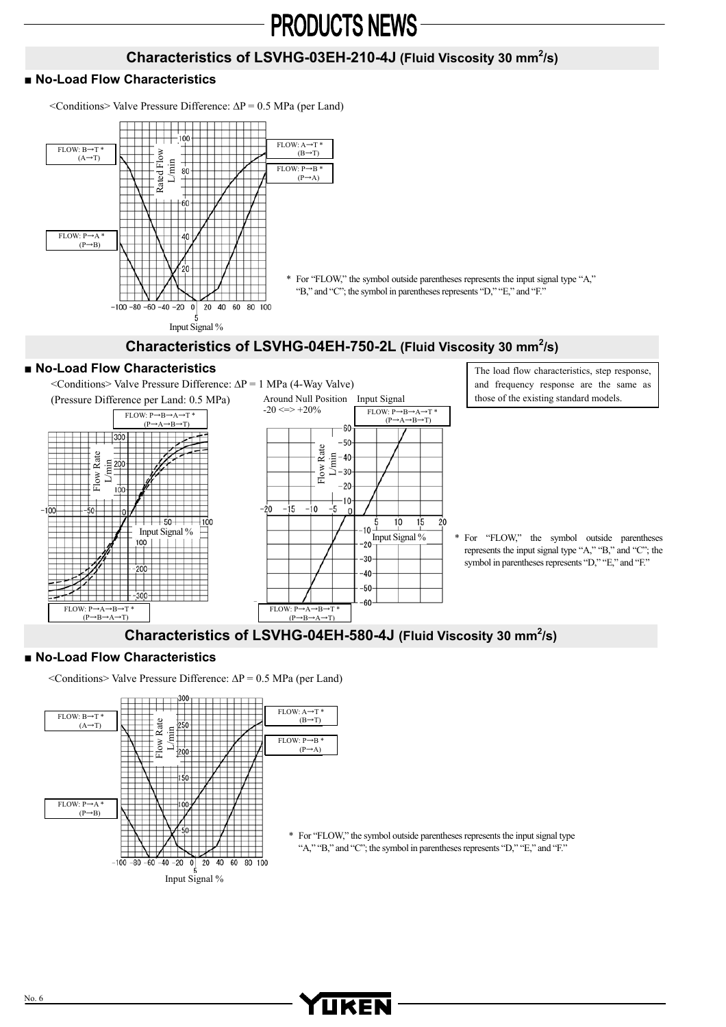## Characteristics of LSVHG-03EH-210-4J (Fluid Viscosity 30 mm²/s)

### ■ No-Load Flow Characteristics

<Conditions> Valve Pressure Difference: ΔP = 0.5 MPa (per Land)

FLOW: B→T * (A→T)

FLOW: P→A * (P→B)

FLOW: A→T * (B→T)

FLOW: P→B * (P→A)

Rated Flow L/min

Input Signal %

* For "FLOW," the symbol outside parentheses represents the input signal type "A," "B," and "C"; the symbol in parentheses represents "D," "E," and "F."

## Characteristics of LSVHG-04EH-750-2L (Fluid Viscosity 30 mm²/s)

### ■ No-Load Flow Characteristics

<Conditions> Valve Pressure Difference: ΔP = 1 MPa (4-Way Valve)

(Pressure Difference per Land: 0.5 MPa)

FLOW: P→B→A→T * (P→A→B→T)

FLOW: P→A→B→T * (P→B→A→T)

Flow Rate L/min

Input Signal %

Around Null Position Input Signal -20 <=> +20%

FLOW: P→B→A→T * (P→A→B→T)

FLOW: P→A→B→T * (P→B→A→T)

Flow Rate L/min

Input Signal %

The load flow characteristics, step response, and frequency response are the same as those of the existing standard models.

* For "FLOW," the symbol outside parentheses represents the input signal type "A," "B," and "C"; the symbol in parentheses represents "D," "E," and "F."

## Characteristics of LSVHG-04EH-580-4J (Fluid Viscosity 30 mm²/s)

### ■ No-Load Flow Characteristics

<Conditions> Valve Pressure Difference: ΔP = 0.5 MPa (per Land)

FLOW: B→T * (A→T)

FLOW: P→A * (P→B)

FLOW: A→T * (B→T)

FLOW: P→B * (P→A)

Flow Rate L/min

Input Signal %

* For "FLOW," the symbol outside parentheses represents the input signal type "A," "B," and "C"; the symbol in parentheses represents "D," "E," and "F."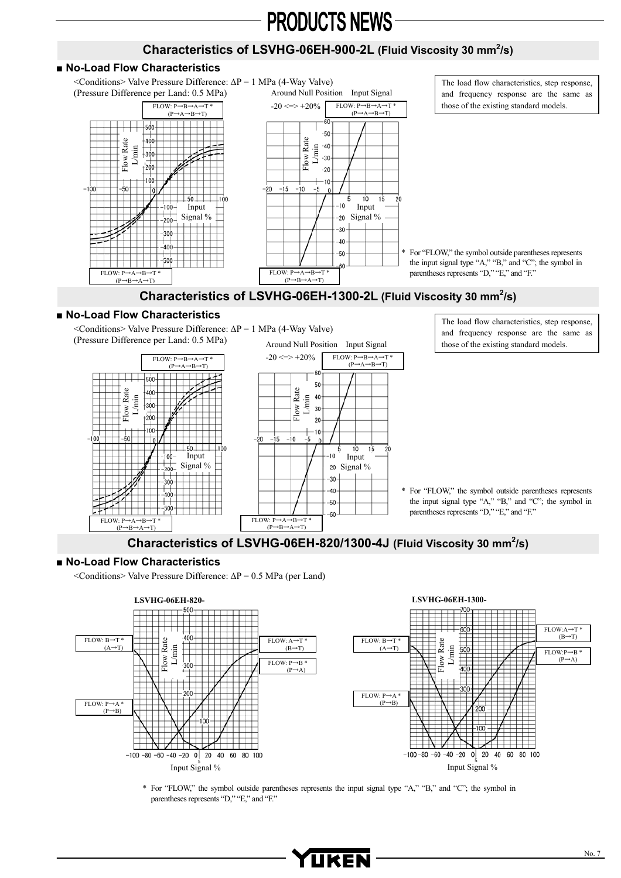## Characteristics of LSVHG-06EH-900-2L (Fluid Viscosity 30 $mm^2/s$)

### ■ No-Load Flow Characteristics

<Conditions> Valve Pressure Difference: ΔP = 1 MPa (4-Way Valve)
(Pressure Difference per Land: 0.5 MPa)

Around Null Position Input Signal -20 <=> +20%

FLOW: P→B→A→T *
(P→A→B→T)

FLOW: P→A→B→T *
(P→B→A→T)

Flow Rate L/min

Input Signal %

The load flow characteristics, step response, and frequency response are the same as those of the existing standard models.

* For "FLOW," the symbol outside parentheses represents the input signal type "A," "B," and "C"; the symbol in parentheses represents "D," "E," and "F."

## Characteristics of LSVHG-06EH-1300-2L (Fluid Viscosity 30 $mm^2/s$)

### ■ No-Load Flow Characteristics

<Conditions> Valve Pressure Difference: ΔP = 1 MPa (4-Way Valve)
(Pressure Difference per Land: 0.5 MPa)

Around Null Position Input Signal -20 <=> +20%

FLOW: P→B→A→T *
(P→A→B→T)

FLOW: P→A→B→T *
(P→B→A→T)

Flow Rate L/min

Input Signal %

The load flow characteristics, step response, and frequency response are the same as those of the existing standard models.

* For "FLOW," the symbol outside parentheses represents the input signal type "A," "B," and "C"; the symbol in parentheses represents "D," "E," and "F."

## Characteristics of LSVHG-06EH-820/1300-4J (Fluid Viscosity 30 $mm^2/s$)

### ■ No-Load Flow Characteristics

<Conditions> Valve Pressure Difference: ΔP = 0.5 MPa (per Land)

**LSVHG-06EH-820-**

FLOW: B→T * (A→T)

FLOW: P→A * (P→B)

FLOW: A→T * (B→T)

FLOW: P→B * (P→A)

Flow Rate L/min

Input Signal %

**LSVHG-06EH-1300-**

FLOW: B→T * (A→T)

FLOW: P→A * (P→B)

FLOW: A→T * (B→T)

FLOW: P→B * (P→A)

Flow Rate L/min

Input Signal %

* For "FLOW," the symbol outside parentheses represents the input signal type "A," "B," and "C"; the symbol in parentheses represents "D," "E," and "F."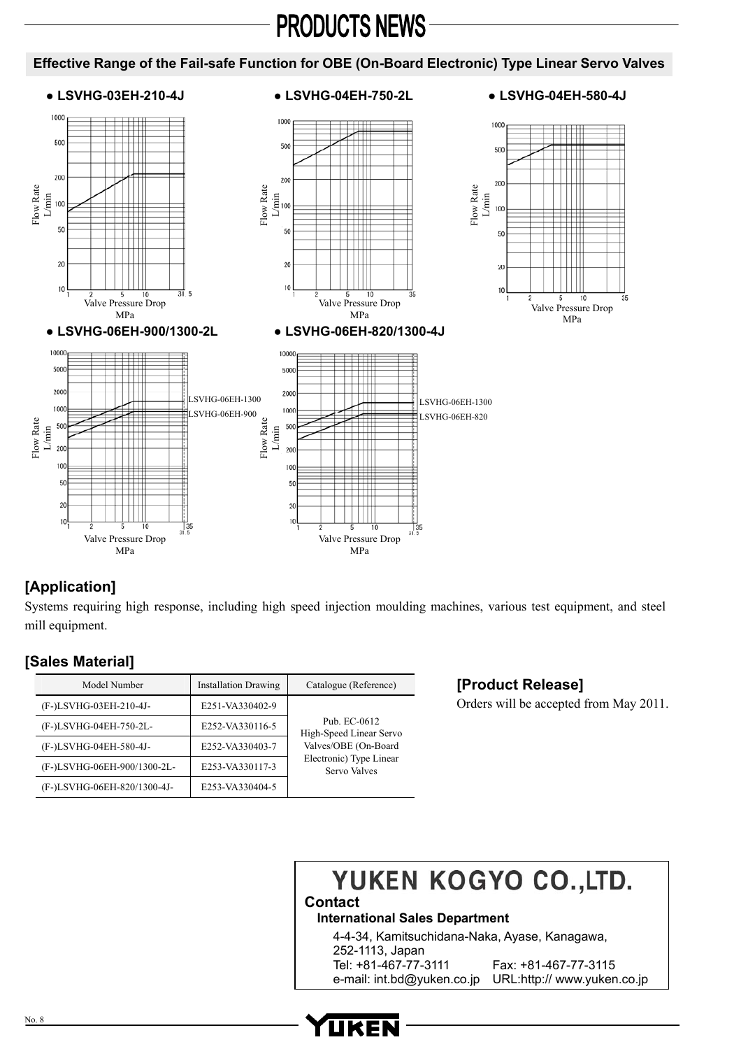# PRODUCTS NEWS

## Effective Range of the Fail-safe Function for OBE (On-Board Electronic) Type Linear Servo Valves

● LSVHG-03EH-210-4J

Flow Rate L/min
1000
500
200
100
50
20
10
1 2 5 10 31.5
Valve Pressure Drop MPa

● LSVHG-04EH-750-2L

Flow Rate L/min
1000
500
200
100
50
20
10
1 2 5 10 35
Valve Pressure Drop MPa

● LSVHG-04EH-580-4J

Flow Rate L/min
1000
500
200
100
50
20
10
1 2 5 10 35
Valve Pressure Drop MPa

● LSVHG-06EH-900/1300-2L

Flow Rate L/min
10000
5000
2000
1000
500
200
100
50
20
10
1 2 5 10 31.5 35
Valve Pressure Drop MPa
LSVHG-06EH-1300
LSVHG-06EH-900

● LSVHG-06EH-820/1300-4J

Flow Rate L/min
10000
5000
2000
1000
500
200
100
50
20
10
1 2 5 10 31.5 35
Valve Pressure Drop MPa
LSVHG-06EH-1300
LSVHG-06EH-820

## [Application]

Systems requiring high response, including high speed injection moulding machines, various test equipment, and steel mill equipment.

## [Sales Material]

| Model Number | Installation Drawing | Catalogue (Reference) |
|---|---|---|
| (F-)LSVHG-03EH-210-4J- | E251-VA330402-9 | Pub. EC-0612 High-Speed Linear Servo Valves/OBE (On-Board Electronic) Type Linear Servo Valves |
| (F-)LSVHG-04EH-750-2L- | E252-VA330116-5 | |
| (F-)LSVHG-04EH-580-4J- | E252-VA330403-7 | |
| (F-)LSVHG-06EH-900/1300-2L- | E253-VA330117-3 | |
| (F-)LSVHG-06EH-820/1300-4J- | E253-VA330404-5 | |

## [Product Release]

Orders will be accepted from May 2011.

**YUKEN KOGYO CO.,LTD.**

**Contact**

**International Sales Department**

4-4-34, Kamitsuchidana-Naka, Ayase, Kanagawa, 252-1113, Japan
Tel: +81-467-77-3111 Fax: +81-467-77-3115
e-mail: int.bd@yuken.co.jp URL:http:// www.yuken.co.jp